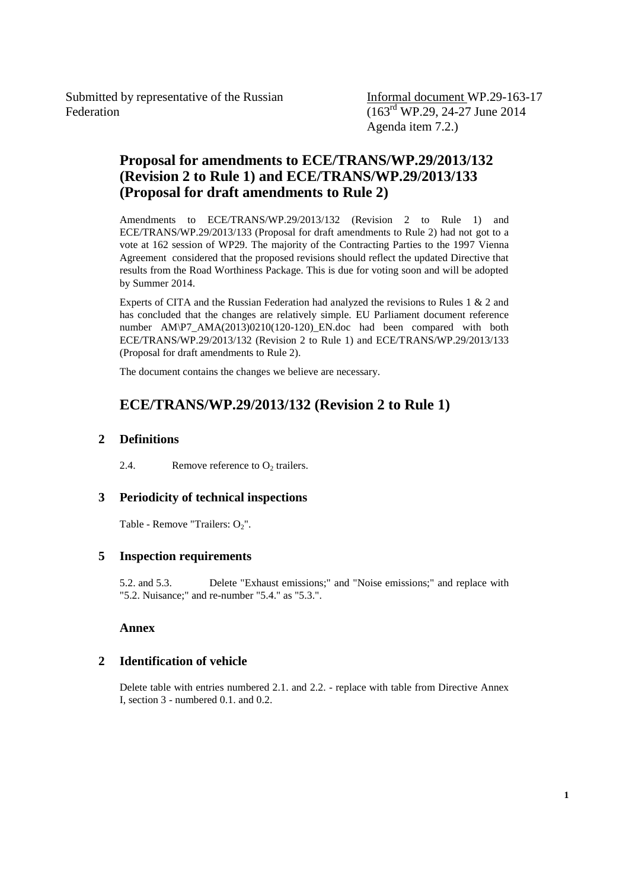Submitted by representative of the Russian Federation

Informal document WP.29-163-17
(163rd WP.29, 24-27 June 2014
Agenda item 7.2.)

# Proposal for amendments to ECE/TRANS/WP.29/2013/132 (Revision 2 to Rule 1) and ECE/TRANS/WP.29/2013/133 (Proposal for draft amendments to Rule 2)

Amendments to ECE/TRANS/WP.29/2013/132 (Revision 2 to Rule 1) and ECE/TRANS/WP.29/2013/133 (Proposal for draft amendments to Rule 2) had not got to a vote at 162 session of WP29. The majority of the Contracting Parties to the 1997 Vienna Agreement considered that the proposed revisions should reflect the updated Directive that results from the Road Worthiness Package. This is due for voting soon and will be adopted by Summer 2014.

Experts of CITA and the Russian Federation had analyzed the revisions to Rules 1 & 2 and has concluded that the changes are relatively simple. EU Parliament document reference number AM\P7_AMA(2013)0210(120-120)_EN.doc had been compared with both ECE/TRANS/WP.29/2013/132 (Revision 2 to Rule 1) and ECE/TRANS/WP.29/2013/133 (Proposal for draft amendments to Rule 2).

The document contains the changes we believe are necessary.

# ECE/TRANS/WP.29/2013/132 (Revision 2 to Rule 1)

## 2 Definitions

2.4. Remove reference to $O_2$ trailers.

## 3 Periodicity of technical inspections

Table - Remove "Trailers: $O_2$".

## 5 Inspection requirements

5.2. and 5.3. Delete "Exhaust emissions;" and "Noise emissions;" and replace with "5.2. Nuisance;" and re-number "5.4." as "5.3.".

### Annex

## 2 Identification of vehicle

Delete table with entries numbered 2.1. and 2.2. - replace with table from Directive Annex I, section 3 - numbered 0.1. and 0.2.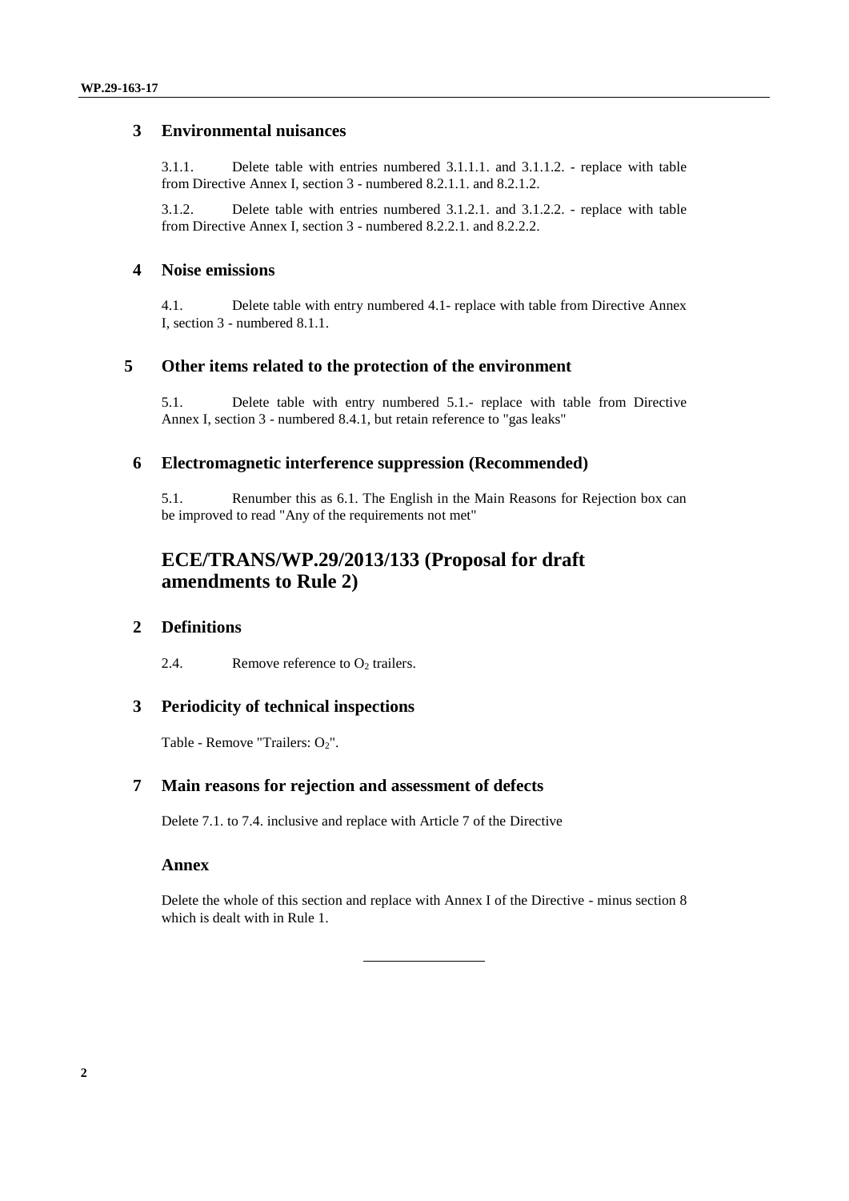## 3 Environmental nuisances

3.1.1. Delete table with entries numbered 3.1.1.1. and 3.1.1.2. - replace with table from Directive Annex I, section 3 - numbered 8.2.1.1. and 8.2.1.2.

3.1.2. Delete table with entries numbered 3.1.2.1. and 3.1.2.2. - replace with table from Directive Annex I, section 3 - numbered 8.2.2.1. and 8.2.2.2.

## 4 Noise emissions

4.1. Delete table with entry numbered 4.1- replace with table from Directive Annex I, section 3 - numbered 8.1.1.

## 5 Other items related to the protection of the environment

5.1. Delete table with entry numbered 5.1.- replace with table from Directive Annex I, section 3 - numbered 8.4.1, but retain reference to "gas leaks"

## 6 Electromagnetic interference suppression (Recommended)

5.1. Renumber this as 6.1. The English in the Main Reasons for Rejection box can be improved to read "Any of the requirements not met"

# ECE/TRANS/WP.29/2013/133 (Proposal for draft amendments to Rule 2)

## 2 Definitions

2.4. Remove reference to $O_2$ trailers.

## 3 Periodicity of technical inspections

Table - Remove "Trailers: $O_2$".

## 7 Main reasons for rejection and assessment of defects

Delete 7.1. to 7.4. inclusive and replace with Article 7 of the Directive

### Annex

Delete the whole of this section and replace with Annex I of the Directive - minus section 8 which is dealt with in Rule 1.